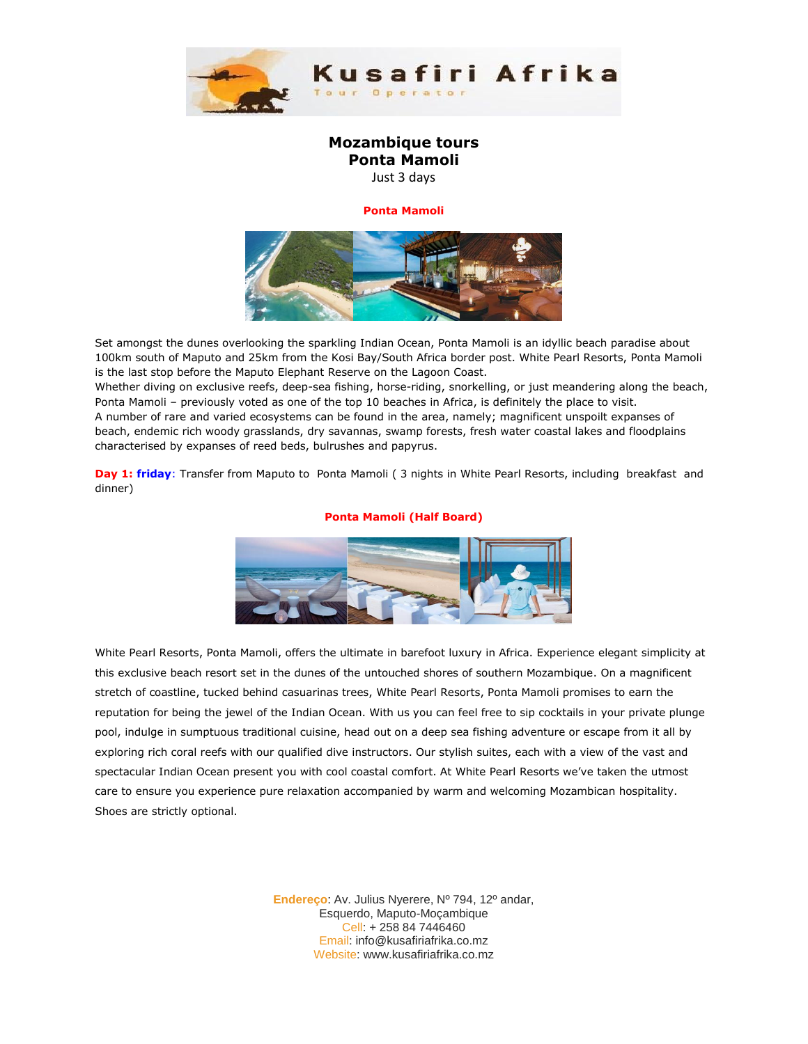Kusafiri Afrika

Tour Operator

# Mozambique tours
# Ponta Mamoli

Just 3 days

**Ponta Mamoli**

Set amongst the dunes overlooking the sparkling Indian Ocean, Ponta Mamoli is an idyllic beach paradise about 100km south of Maputo and 25km from the Kosi Bay/South Africa border post. White Pearl Resorts, Ponta Mamoli is the last stop before the Maputo Elephant Reserve on the Lagoon Coast.
Whether diving on exclusive reefs, deep-sea fishing, horse-riding, snorkelling, or just meandering along the beach, Ponta Mamoli – previously voted as one of the top 10 beaches in Africa, is definitely the place to visit.
A number of rare and varied ecosystems can be found in the area, namely; magnificent unspoilt expanses of beach, endemic rich woody grasslands, dry savannas, swamp forests, fresh water coastal lakes and floodplains characterised by expanses of reed beds, bulrushes and papyrus.

**Day 1: friday**: Transfer from Maputo to Ponta Mamoli ( 3 nights in White Pearl Resorts, including breakfast and dinner)

**Ponta Mamoli (Half Board)**

White Pearl Resorts, Ponta Mamoli, offers the ultimate in barefoot luxury in Africa. Experience elegant simplicity at this exclusive beach resort set in the dunes of the untouched shores of southern Mozambique. On a magnificent stretch of coastline, tucked behind casuarinas trees, White Pearl Resorts, Ponta Mamoli promises to earn the reputation for being the jewel of the Indian Ocean. With us you can feel free to sip cocktails in your private plunge pool, indulge in sumptuous traditional cuisine, head out on a deep sea fishing adventure or escape from it all by exploring rich coral reefs with our qualified dive instructors. Our stylish suites, each with a view of the vast and spectacular Indian Ocean present you with cool coastal comfort. At White Pearl Resorts we've taken the utmost care to ensure you experience pure relaxation accompanied by warm and welcoming Mozambican hospitality. Shoes are strictly optional.

Endereço: Av. Julius Nyerere, Nº 794, 12º andar, Esquerdo, Maputo-Moçambique
Cell: + 258 84 7446460
Email: info@kusafiriafrika.co.mz
Website: www.kusafiriafrika.co.mz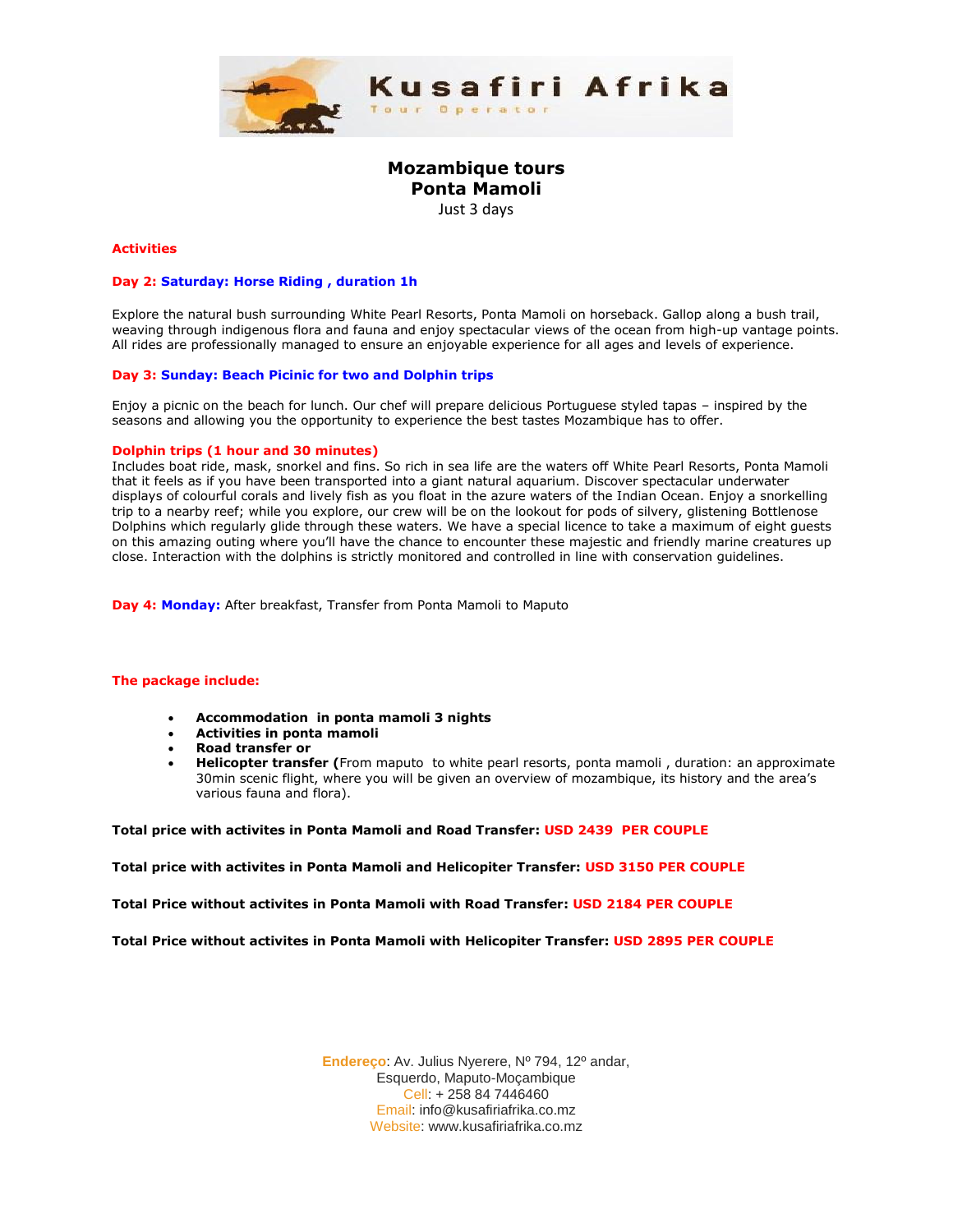Kusafiri Afrika
Tour Operator

# Mozambique tours
## Ponta Mamoli
Just 3 days

**Activities**

**Day 2: Saturday: Horse Riding , duration 1h**

Explore the natural bush surrounding White Pearl Resorts, Ponta Mamoli on horseback. Gallop along a bush trail, weaving through indigenous flora and fauna and enjoy spectacular views of the ocean from high-up vantage points. All rides are professionally managed to ensure an enjoyable experience for all ages and levels of experience.

**Day 3: Sunday: Beach Picinic for two and Dolphin trips**

Enjoy a picnic on the beach for lunch. Our chef will prepare delicious Portuguese styled tapas – inspired by the seasons and allowing you the opportunity to experience the best tastes Mozambique has to offer.

**Dolphin trips (1 hour and 30 minutes)**
Includes boat ride, mask, snorkel and fins. So rich in sea life are the waters off White Pearl Resorts, Ponta Mamoli that it feels as if you have been transported into a giant natural aquarium. Discover spectacular underwater displays of colourful corals and lively fish as you float in the azure waters of the Indian Ocean. Enjoy a snorkelling trip to a nearby reef; while you explore, our crew will be on the lookout for pods of silvery, glistening Bottlenose Dolphins which regularly glide through these waters. We have a special licence to take a maximum of eight guests on this amazing outing where you'll have the chance to encounter these majestic and friendly marine creatures up close. Interaction with the dolphins is strictly monitored and controlled in line with conservation guidelines.

**Day 4: Monday:** After breakfast, Transfer from Ponta Mamoli to Maputo

**The package include:**

- **Accommodation in ponta mamoli 3 nights**
- **Activities in ponta mamoli**
- **Road transfer or**
- **Helicopter transfer (**From maputo to white pearl resorts, ponta mamoli , duration: an approximate 30min scenic flight, where you will be given an overview of mozambique, its history and the area's various fauna and flora).

**Total price with activites in Ponta Mamoli and Road Transfer: USD 2439 PER COUPLE**

**Total price with activites in Ponta Mamoli and Helicopiter Transfer: USD 3150 PER COUPLE**

**Total Price without activites in Ponta Mamoli with Road Transfer: USD 2184 PER COUPLE**

**Total Price without activites in Ponta Mamoli with Helicopiter Transfer: USD 2895 PER COUPLE**

Endereço: Av. Julius Nyerere, Nº 794, 12º andar,
Esquerdo, Maputo-Moçambique
Cell: + 258 84 7446460
Email: info@kusafiriafrika.co.mz
Website: www.kusafiriafrika.co.mz